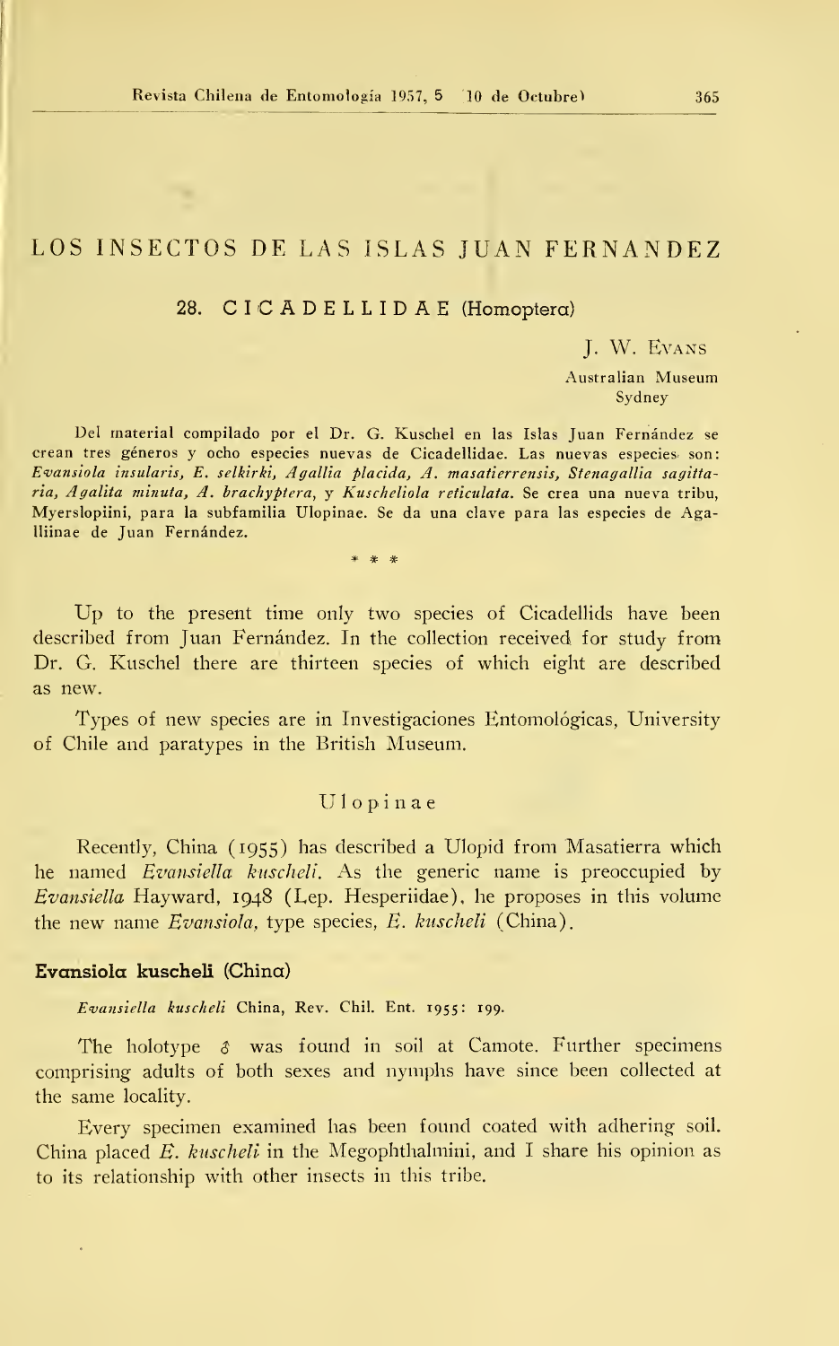# LOS INSECTOS DE LAS ISLAS JUAN FERNANDEZ

## 28. CICADELLIDAE (Homoptera)

J. W. Evans

Australian Museum
Sydney

Del material compilado por el Dr. G. Kuschel en las Islas Juan Fernández se crean tres géneros y ocho especies nuevas de Cicadellidae. Las nuevas especies son: *Evansiola insularis, E. selkirki, Agallia placida, A. masatierrensis, Stenagallia sagittaria, Agalita minuta, A. brachyptera*, y *Kuscheliola reticulata*. Se crea una nueva tribu, Myerslopiini, para la subfamilia Ulopinae. Se da una clave para las especies de Agalliinae de Juan Fernández.

\* \* \*

Up to the present time only two species of Cicadellids have been described from Juan Fernández. In the collection received for study from Dr. G. Kuschel there are thirteen species of which eight are described as new.

Types of new species are in Investigaciones Entomológicas, University of Chile and paratypes in the British Museum.

### Ulopinae

Recently, China (1955) has described a Ulopid from Masatierra which he named *Evansiella kuscheli*. As the generic name is preoccupied by *Evansiella* Hayward, 1948 (Lep. Hesperiidae), he proposes in this volume the new name *Evansiola*, type species, *E. kuscheli* (China).

#### Evansiola kuscheli (China)

*Evansiella kuscheli* China, Rev. Chil. Ent. 1955: 199.

The holotype ♂ was found in soil at Camote. Further specimens comprising adults of both sexes and nymphs have since been collected at the same locality.

Every specimen examined has been found coated with adhering soil. China placed *E. kuscheli* in the Megophthalmini, and I share his opinion as to its relationship with other insects in this tribe.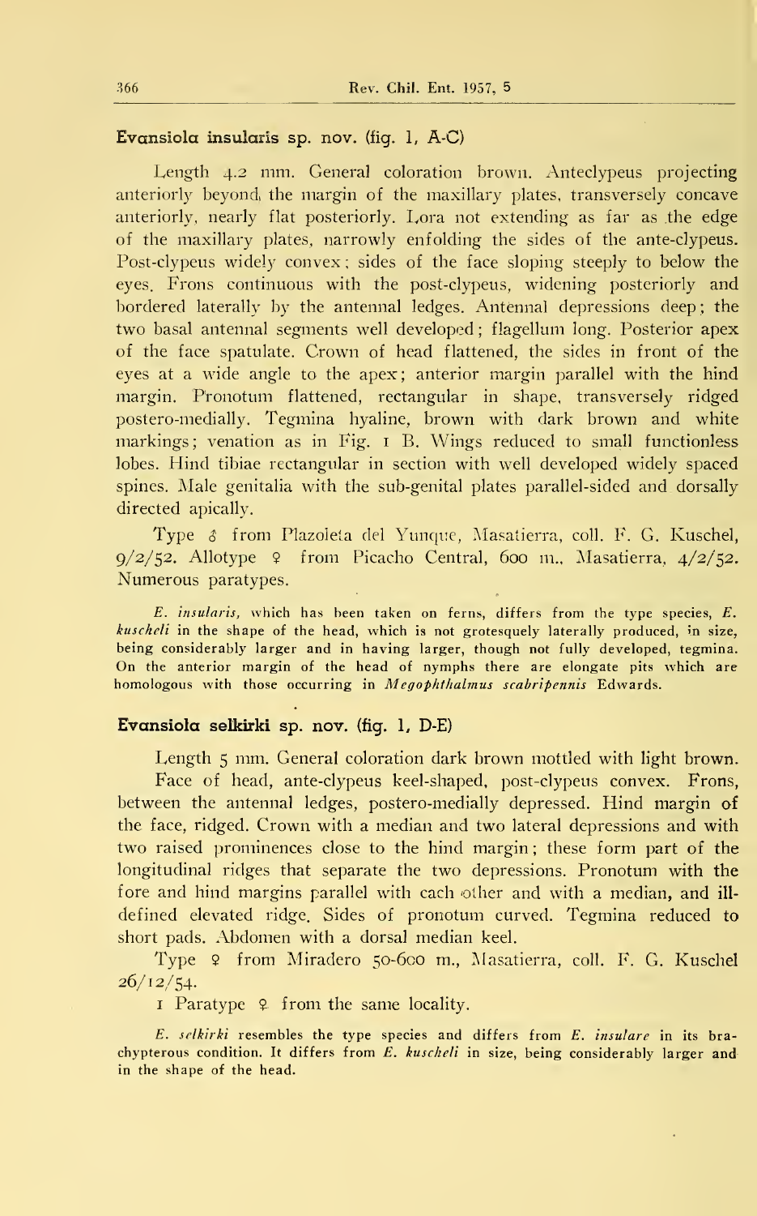### Evansiola insularis sp. nov. (fig. 1, A-C)

Length 4.2 mm. General coloration brown. Anteclypeus projecting anteriorly beyond the margin of the maxillary plates, transversely concave anteriorly, nearly flat posteriorly. Lora not extending as far as the edge of the maxillary plates, narrowly enfolding the sides of the ante-clypeus. Post-clypeus widely convex; sides of the face sloping steeply to below the eyes. Frons continuous with the post-clypeus, widening posteriorly and bordered laterally by the antennal ledges. Antennal depressions deep; the two basal antennal segments well developed; flagellum long. Posterior apex of the face spatulate. Crown of head flattened, the sides in front of the eyes at a wide angle to the apex; anterior margin parallel with the hind margin. Pronotum flattened, rectangular in shape, transversely ridged postero-medially. Tegmina hyaline, brown with dark brown and white markings; venation as in Fig. 1 B. Wings reduced to small functionless lobes. Hind tibiae rectangular in section with well developed widely spaced spines. Male genitalia with the sub-genital plates parallel-sided and dorsally directed apically.

Type ♂ from Plazoleta del Yunque, Masatierra, coll. F. G. Kuschel, 9/2/52. Allotype ♀ from Picacho Central, 600 m., Masatierra, 4/2/52. Numerous paratypes.

*E. insularis*, which has been taken on ferns, differs from the type species, *E. kuschell* in the shape of the head, which is not grotesquely laterally produced, in size, being considerably larger and in having larger, though not fully developed, tegmina. On the anterior margin of the head of nymphs there are elongate pits which are homologous with those occurring in *Megophthalmus scabripennis* Edwards.

### Evansiola selkirki sp. nov. (fig. 1, D-E)

Length 5 mm. General coloration dark brown mottled with light brown.

Face of head, ante-clypeus keel-shaped, post-clypeus convex. Frons, between the antennal ledges, postero-medially depressed. Hind margin of the face, ridged. Crown with a median and two lateral depressions and with two raised prominences close to the hind margin; these form part of the longitudinal ridges that separate the two depressions. Pronotum with the fore and hind margins parallel with each other and with a median, and ill-defined elevated ridge. Sides of pronotum curved. Tegmina reduced to short pads. Abdomen with a dorsal median keel.

Type ♀ from Miradero 50-600 m., Masatierra, coll. F. G. Kuschel 26/12/54.

1 Paratype ♀ from the same locality.

*E. selkirki* resembles the type species and differs from *E. insulare* in its brachypterous condition. It differs from *E. kuscheli* in size, being considerably larger and in the shape of the head.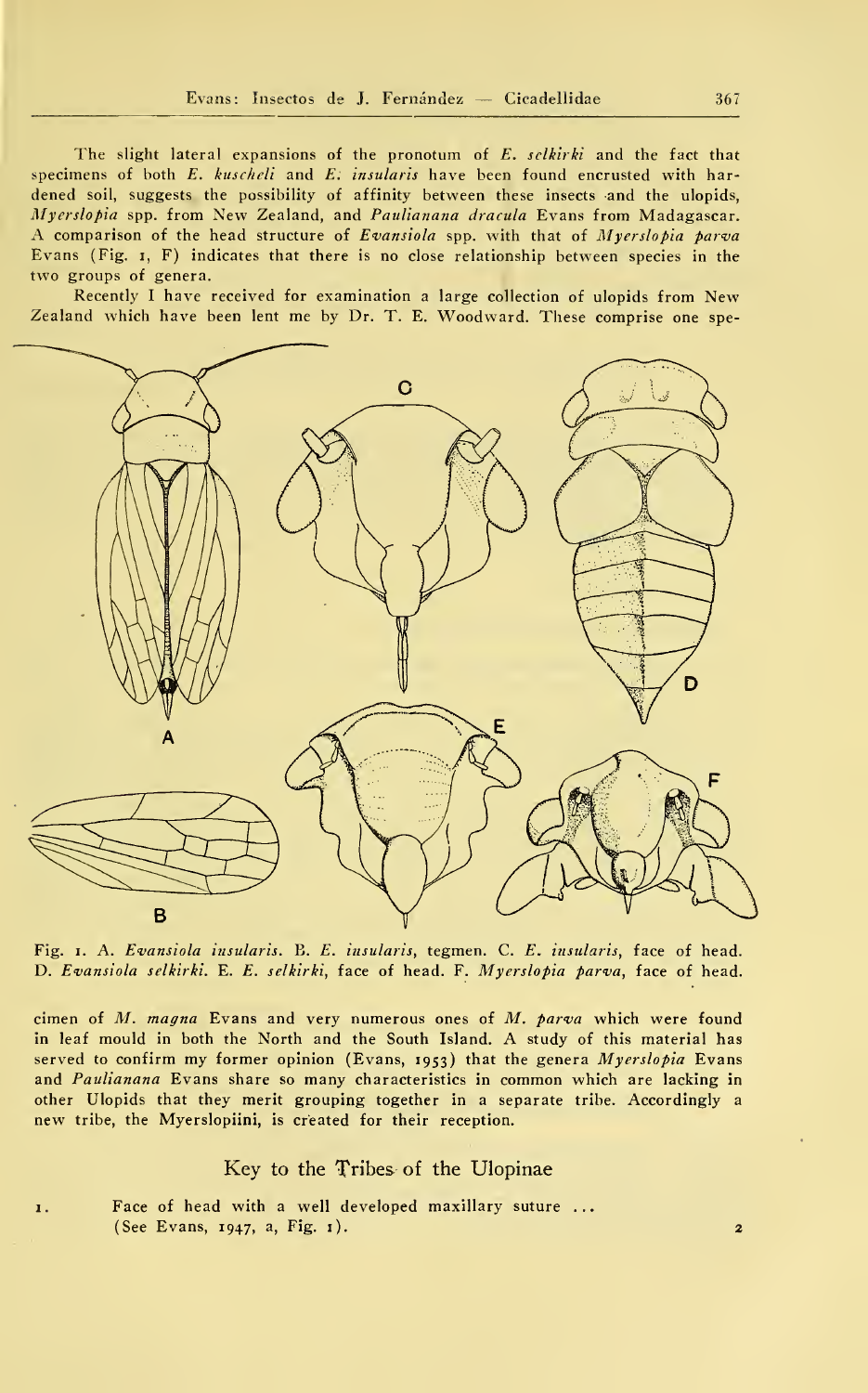The slight lateral expansions of the pronotum of *E. selkirki* and the fact that specimens of both *E. kuscheli* and *E. insularis* have been found encrusted with hardened soil, suggests the possibility of affinity between these insects and the ulopids, *Myerslopia* spp. from New Zealand, and *Paulianana dracula* Evans from Madagascar. A comparison of the head structure of *Evansiola* spp. with that of *Myerslopia parva* Evans (Fig. 1, F) indicates that there is no close relationship between species in the two groups of genera.

Recently I have received for examination a large collection of ulopids from New Zealand which have been lent me by Dr. T. E. Woodward. These comprise one specimen of *M. magna* Evans and very numerous ones of *M. parva* which were found in leaf mould in both the North and the South Island. A study of this material has served to confirm my former opinion (Evans, 1953) that the genera *Myerslopia* Evans and *Paulianana* Evans share so many characteristics in common which are lacking in other Ulopids that they merit grouping together in a separate tribe. Accordingly a new tribe, the Myerslopiini, is created for their reception.

Fig. 1. A. *Evansiola insularis*. B. *E. insularis*, tegmen. C. *E. insularis*, face of head. D. *Evansiola selkirki*. E. *E. selkirki*, face of head. F. *Myerslopia parva*, face of head.

## Key to the Tribes of the Ulopinae

1. Face of head with a well developed maxillary suture ... (See Evans, 1947, a, Fig. 1). 2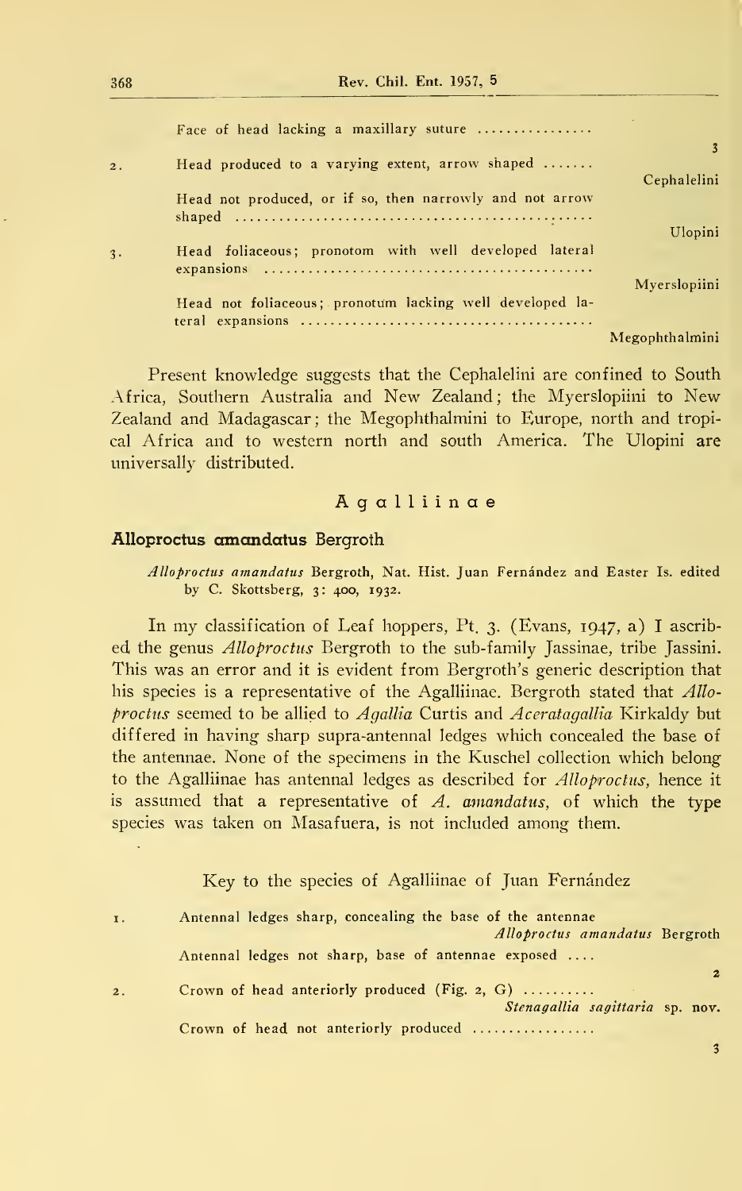| | | |
|---|---|---|
| | Face of head lacking a maxillary suture ................ | 3 |
| 2. | Head produced to a varying extent, arrow shaped ....... | Cephalelini |
| | Head not produced, or if so, then narrowly and not arrow shaped .................................................. | Ulopini |
| 3. | Head foliaceous; pronotom with well developed lateral expansions ............................................ | Myerslopiini |
| | Head not foliaceous; pronotum lacking well developed lateral expansions ...................................... | Megophthalmini |

Present knowledge suggests that the Cephalelini are confined to South Africa, Southern Australia and New Zealand; the Myerslopiini to New Zealand and Madagascar; the Megophthalmini to Europe, north and tropical Africa and to western north and south America. The Ulopini are universally distributed.

## Agalliinae

### Alloproctus amandatus Bergroth

*Alloproctus amandatus* Bergroth, Nat. Hist. Juan Fernández and Easter Is. edited by C. Skottsberg, 3: 400, 1932.

In my classification of Leaf hoppers, Pt. 3. (Evans, 1947, a) I ascribed the genus *Alloproctus* Bergroth to the sub-family Jassinae, tribe Jassini. This was an error and it is evident from Bergroth's generic description that his species is a representative of the Agalliinae. Bergroth stated that *Alloproctus* seemed to be allied to *Agallia* Curtis and *Aceratagallia* Kirkaldy but differed in having sharp supra-antennal ledges which concealed the base of the antennae. None of the specimens in the Kuschel collection which belong to the Agalliinae has antennal ledges as described for *Alloproctus*, hence it is assumed that a representative of *A. amandatus*, of which the type species was taken on Masafuera, is not included among them.

Key to the species of Agalliinae of Juan Fernández

| | | |
|---|---|---|
| 1. | Antennal ledges sharp, concealing the base of the antennae | *Alloproctus amandatus* Bergroth |
| | Antennal ledges not sharp, base of antennae exposed .... | 2 |
| 2. | Crown of head anteriorly produced (Fig. 2, G) .......... | *Stenagallia sagittaria* sp. nov. |
| | Crown of head not anteriorly produced ................. | 3 |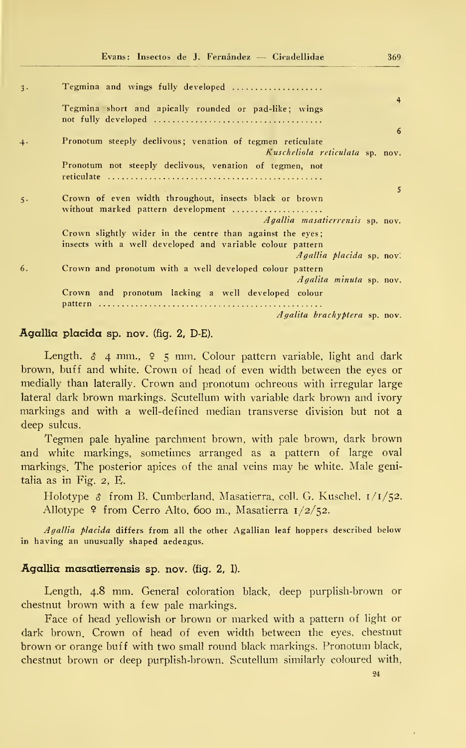3. Tegmina and wings fully developed .................... 4

   Tegmina short and apically rounded or pad-like; wings not fully developed .................................... 6

4. Pronotum steeply declivous; venation of tegmen reticulate *Kuscheliola reticulata* sp. nov.

   Pronotum not steeply declivous, venation of tegmen, not reticulate ............................................... 5

5. Crown of even width throughout, insects black or brown without marked pattern development .................... *Agallia masatierrensis* sp. nov.

   Crown slightly wider in the centre than against the eyes; insects with a well developed and variable colour pattern *Agallia placida* sp. nov.

6. Crown and pronotum with a well developed colour pattern *Agalita minuta* sp. nov.

   Crown and pronotum lacking a well developed colour pattern ................................................ *Agalita brachyptera* sp. nov.

### Agallia placida sp. nov. (fig. 2, D-E).

Length. ♂ 4 mm., ♀ 5 mm. Colour pattern variable, light and dark brown, buff and white. Crown of head of even width between the eyes or medially than laterally. Crown and pronotum ochreous with irregular large lateral dark brown markings. Scutellum with variable dark brown and ivory markings and with a well-defined median transverse division but not a deep sulcus.

Tegmen pale hyaline parchment brown, with pale brown, dark brown and white markings, sometimes arranged as a pattern of large oval markings. The posterior apices of the anal veins may be white. Male genitalia as in Fig. 2, E.

Holotype ♂ from B. Cumberland, Masatierra, coll. G. Kuschel, 1/1/52. Allotype ♀ from Cerro Alto, 600 m., Masatierra 1/2/52.

*Agallia placida* differs from all the other Agallian leaf hoppers described below in having an unusually shaped aedeagus.

### Agallia masatierrensis sp. nov. (fig. 2, I).

Length, 4.8 mm. General coloration black, deep purplish-brown or chestnut brown with a few pale markings.

Face of head yellowish or brown or marked with a pattern of light or dark brown. Crown of head of even width between the eyes, chestnut brown or orange buff with two small round black markings. Pronotum black, chestnut brown or deep purplish-brown. Scutellum similarly coloured with,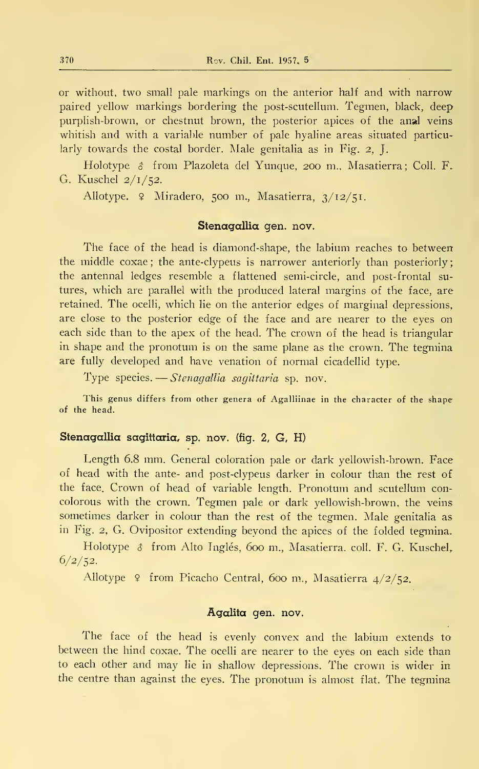or without, two small pale markings on the anterior half and with narrow paired yellow markings bordering the post-scutellum. Tegmen, black, deep purplish-brown, or chestnut brown, the posterior apices of the anal veins whitish and with a variable number of pale hyaline areas situated particularly towards the costal border. Male genitalia as in Fig. 2, J.

Holotype ♂ from Plazoleta del Yunque, 200 m., Masatierra; Coll. F. G. Kuschel 2/1/52.

Allotype. ♀ Miradero, 500 m., Masatierra, 3/12/51.

### Stenagallia gen. nov.

The face of the head is diamond-shape, the labium reaches to between the middle coxae; the ante-clypeus is narrower anteriorly than posteriorly; the antennal ledges resemble a flattened semi-circle, and post-frontal sutures, which are parallel with the produced lateral margins of the face, are retained. The ocelli, which lie on the anterior edges of marginal depressions, are close to the posterior edge of the face and are nearer to the eyes on each side than to the apex of the head. The crown of the head is triangular in shape and the pronotum is on the same plane as the crown. The tegmina are fully developed and have venation of normal cicadellid type.

Type species. — *Stenagallia sagittaria* sp. nov.

This genus differs from other genera of Agalliinae in the character of the shape of the head.

### Stenagallia sagittaria, sp. nov. (fig. 2, G, H)

Length 6.8 mm. General coloration pale or dark yellowish-brown. Face of head with the ante- and post-clypeus darker in colour than the rest of the face. Crown of head of variable length. Pronotum and scutellum concolorous with the crown. Tegmen pale or dark yellowish-brown, the veins sometimes darker in colour than the rest of the tegmen. Male genitalia as in Fig. 2, G. Ovipositor extending beyond the apices of the folded tegmina.

Holotype ♂ from Alto Inglés, 600 m., Masatierra. coll. F. G. Kuschel, 6/2/52.

Allotype ♀ from Picacho Central, 600 m., Masatierra 4/2/52.

### Agalita gen. nov.

The face of the head is evenly convex and the labium extends to between the hind coxae. The ocelli are nearer to the eyes on each side than to each other and may lie in shallow depressions. The crown is wider in the centre than against the eyes. The pronotum is almost flat. The tegmina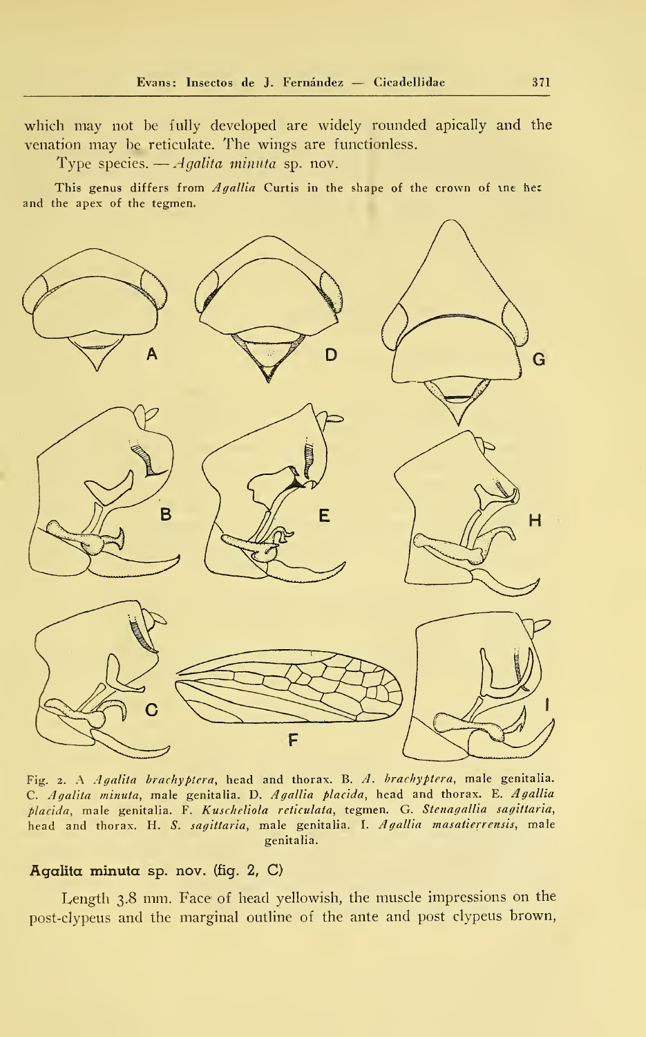which may not be fully developed are widely rounded apically and the venation may be reticulate. The wings are functionless.

Type species. — *Agalita minuta* sp. nov.

This genus differs from *Agallia* Curtis in the shape of the crown of the hez and the apex of the tegmen.

Fig. 2. A *Agalita brachyptera*, head and thorax. B. *A. brachyptera*, male genitalia. C. *Agalita minuta*, male genitalia. D. *Agallia placida*, head and thorax. E. *Agallia placida*, male genitalia. F. *Kuscheliola reticulata*, tegmen. G. *Stenagallia sagittaria*, head and thorax. H. *S. sagittaria*, male genitalia. I. *Agallia masatierrensis*, male genitalia.

**Agalita minuta sp. nov. (fig. 2, C)**

Length 3.8 mm. Face of head yellowish, the muscle impressions on the post-clypeus and the marginal outline of the ante and post clypeus brown,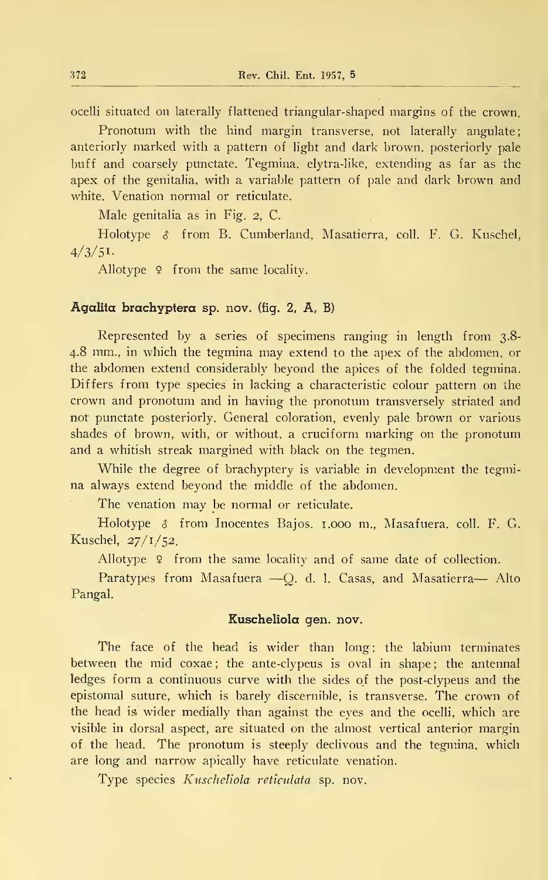ocelli situated on laterally flattened triangular-shaped margins of the crown.

Pronotum with the hind margin transverse, not laterally angulate; anteriorly marked with a pattern of light and dark brown, posteriorly pale buff and coarsely punctate. Tegmina, elytra-like, extending as far as the apex of the genitalia, with a variable pattern of pale and dark brown and white. Venation normal or reticulate.

Male genitalia as in Fig. 2, C.

Holotype ♂ from B. Cumberland, Masatierra, coll. F. G. Kuschel, 4/3/51.

Allotype ♀ from the same locality.

**Agalita brachyptera sp. nov. (fig. 2, A, B)**

Represented by a series of specimens ranging in length from 3.8-4.8 mm., in which the tegmina may extend to the apex of the abdomen, or the abdomen extend considerably beyond the apices of the folded tegmina. Differs from type species in lacking a characteristic colour pattern on the crown and pronotum and in having the pronotum transversely striated and not punctate posteriorly. General coloration, evenly pale brown or various shades of brown, with, or without, a cruciform marking on the pronotum and a whitish streak margined with black on the tegmen.

While the degree of brachyptery is variable in development the tegmina always extend beyond the middle of the abdomen.

The venation may be normal or reticulate.

Holotype ♂ from Inocentes Bajos. 1.000 m., Masafuera. coll. F. G. Kuschel, 27/1/52.

Allotype ♀ from the same locality and of same date of collection.

Paratypes from Masafuera —Q. d. l. Casas, and Masatierra— Alto Pangal.

## Kuscheliola gen. nov.

The face of the head is wider than long; the labium terminates between the mid coxae; the ante-clypeus is oval in shape; the antennal ledges form a continuous curve with the sides of the post-clypeus and the epistomal suture, which is barely discernible, is transverse. The crown of the head is wider medially than against the eyes and the ocelli, which are visible in dorsal aspect, are situated on the almost vertical anterior margin of the head. The pronotum is steeply declivous and the tegmina, which are long and narrow apically have reticulate venation.

Type species *Kuscheliola reticulata* sp. nov.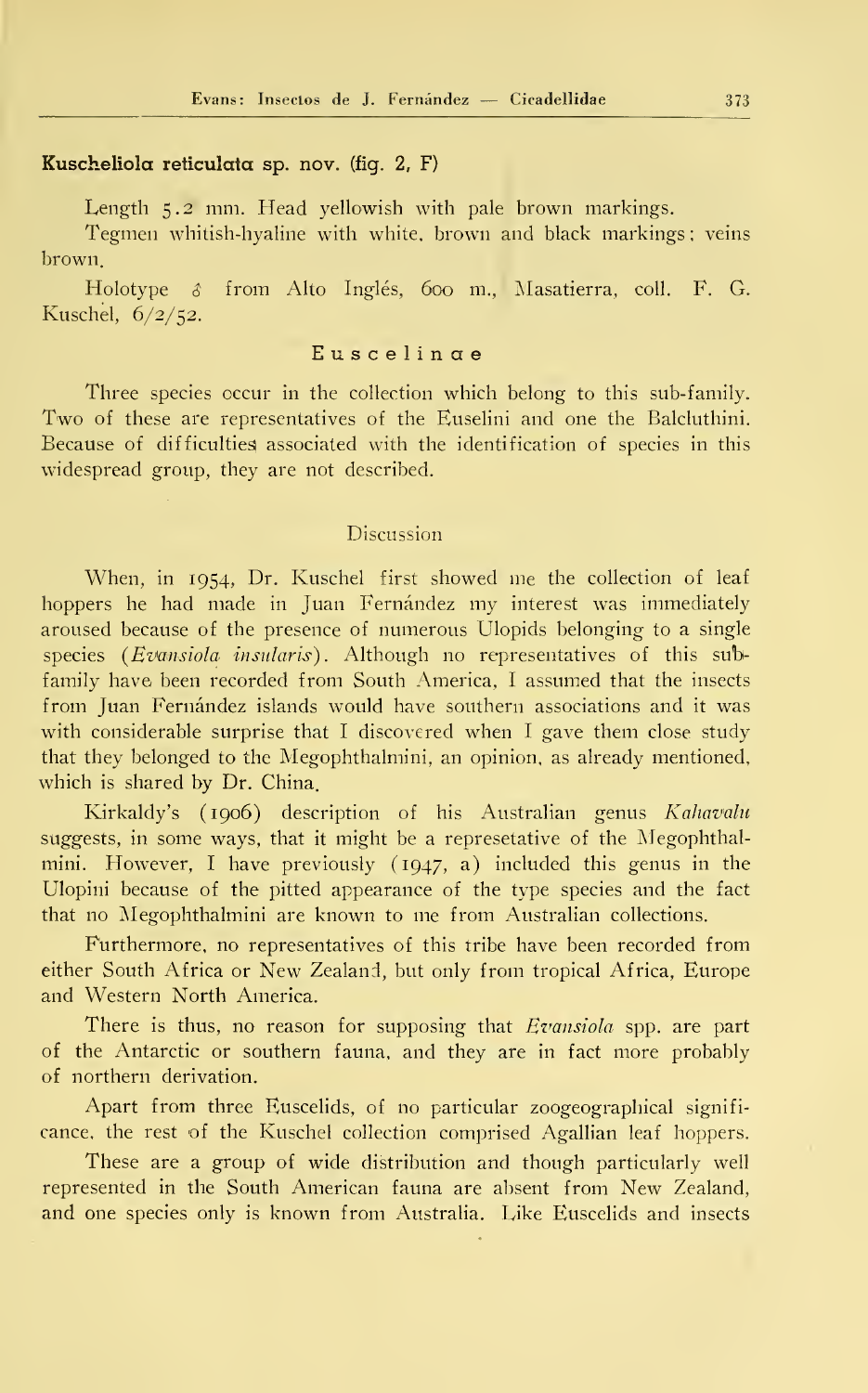**Kuscheliola reticulata sp. nov. (fig. 2, F)**

Length 5.2 mm. Head yellowish with pale brown markings.

Tegmen whitish-hyaline with white, brown and black markings; veins brown.

Holotype ♂ from Alto Inglés, 600 m., Masatierra, coll. F. G. Kuschel, 6/2/52.

## Euscelinae

Three species occur in the collection which belong to this sub-family. Two of these are representatives of the Euselini and one the Balcluthini. Because of difficulties associated with the identification of species in this widespread group, they are not described.

## Discussion

When, in 1954, Dr. Kuschel first showed me the collection of leaf hoppers he had made in Juan Fernández my interest was immediately aroused because of the presence of numerous Ulopids belonging to a single species (*Evansiola insularis*). Although no representatives of this subfamily have been recorded from South America, I assumed that the insects from Juan Fernández islands would have southern associations and it was with considerable surprise that I discovered when I gave them close study that they belonged to the Megophthalmini, an opinion, as already mentioned, which is shared by Dr. China.

Kirkaldy's (1906) description of his Australian genus *Kahavalu* suggests, in some ways, that it might be a represetative of the Megophthalmini. However, I have previously (1947, a) included this genus in the Ulopini because of the pitted appearance of the type species and the fact that no Megophthalmini are known to me from Australian collections.

Furthermore, no representatives of this tribe have been recorded from either South Africa or New Zealand, but only from tropical Africa, Europe and Western North America.

There is thus, no reason for supposing that *Evansiola* spp. are part of the Antarctic or southern fauna, and they are in fact more probably of northern derivation.

Apart from three Euscelids, of no particular zoogeographical significance, the rest of the Kuschel collection comprised Agallian leaf hoppers.

These are a group of wide distribution and though particularly well represented in the South American fauna are absent from New Zealand, and one species only is known from Australia. Like Euscelids and insects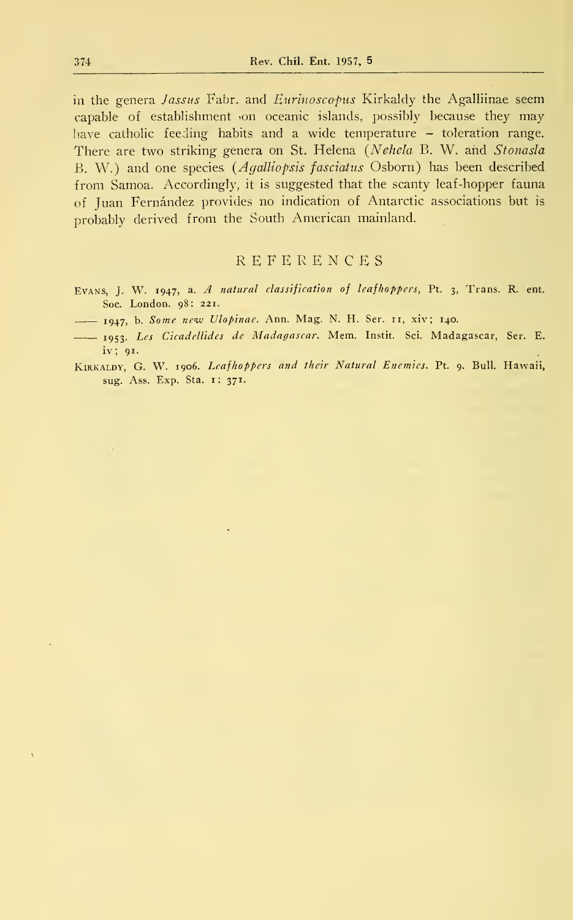in the genera *Jassus* Fabr. and *Eurinoscopus* Kirkaldy the Agalliinae seem capable of establishment on oceanic islands, possibly because they may have catholic feeding habits and a wide temperature – toleration range. There are two striking genera on St. Helena (*Nehela* B. W. and *Stonasla* B. W.) and one species (*Agalliopsis fasciatus* Osborn) has been described from Samoa. Accordingly, it is suggested that the scanty leaf-hopper fauna of Juan Fernández provides no indication of Antarctic associations but is probably derived from the South American mainland.

## REFERENCES

EVANS, J. W. 1947, a. *A natural classification of leafhoppers*, Pt. 3, Trans. R. ent. Soc. London. 98: 221.

—— 1947, b. *Some new Ulopinae*. Ann. Mag. N. H. Ser. 11, xiv; 140.

—— 1953. *Les Cicadellides de Madagascar*. Mem. Instit. Sci. Madagascar, Ser. E. iv; 91.

KIRKALDY, G. W. 1906. *Leafhoppers and their Natural Enemies*. Pt. 9. Bull. Hawaii, sug. Ass. Exp. Sta. 1: 371.